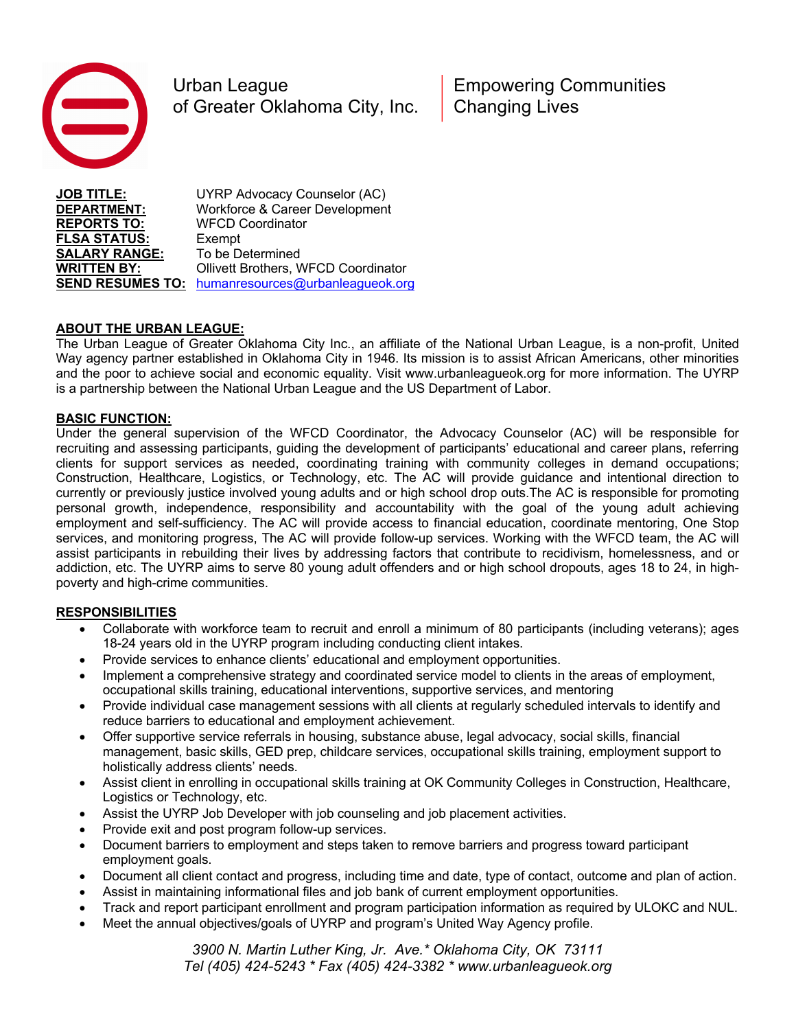Urban League of Greater Oklahoma City, Inc. | Empowering Communities Changing Lives

**JOB TITLE:** UYRP Advocacy Counselor (AC)
**DEPARTMENT:** Workforce & Career Development
**REPORTS TO:** WFCD Coordinator
**FLSA STATUS:** Exempt
**SALARY RANGE:** To be Determined
**WRITTEN BY:** Ollivett Brothers, WFCD Coordinator
**SEND RESUMES TO:** humanresources@urbanleagueok.org

**ABOUT THE URBAN LEAGUE:**

The Urban League of Greater Oklahoma City Inc., an affiliate of the National Urban League, is a non-profit, United Way agency partner established in Oklahoma City in 1946. Its mission is to assist African Americans, other minorities and the poor to achieve social and economic equality. Visit www.urbanleagueok.org for more information. The UYRP is a partnership between the National Urban League and the US Department of Labor.

**BASIC FUNCTION:**

Under the general supervision of the WFCD Coordinator, the Advocacy Counselor (AC) will be responsible for recruiting and assessing participants, guiding the development of participants' educational and career plans, referring clients for support services as needed, coordinating training with community colleges in demand occupations; Construction, Healthcare, Logistics, or Technology, etc. The AC will provide guidance and intentional direction to currently or previously justice involved young adults and or high school drop outs.The AC is responsible for promoting personal growth, independence, responsibility and accountability with the goal of the young adult achieving employment and self-sufficiency. The AC will provide access to financial education, coordinate mentoring, One Stop services, and monitoring progress, The AC will provide follow-up services. Working with the WFCD team, the AC will assist participants in rebuilding their lives by addressing factors that contribute to recidivism, homelessness, and or addiction, etc. The UYRP aims to serve 80 young adult offenders and or high school dropouts, ages 18 to 24, in high-poverty and high-crime communities.

**RESPONSIBILITIES**

- Collaborate with workforce team to recruit and enroll a minimum of 80 participants (including veterans); ages 18-24 years old in the UYRP program including conducting client intakes.
- Provide services to enhance clients' educational and employment opportunities.
- Implement a comprehensive strategy and coordinated service model to clients in the areas of employment, occupational skills training, educational interventions, supportive services, and mentoring
- Provide individual case management sessions with all clients at regularly scheduled intervals to identify and reduce barriers to educational and employment achievement.
- Offer supportive service referrals in housing, substance abuse, legal advocacy, social skills, financial management, basic skills, GED prep, childcare services, occupational skills training, employment support to holistically address clients' needs.
- Assist client in enrolling in occupational skills training at OK Community Colleges in Construction, Healthcare, Logistics or Technology, etc.
- Assist the UYRP Job Developer with job counseling and job placement activities.
- Provide exit and post program follow-up services.
- Document barriers to employment and steps taken to remove barriers and progress toward participant employment goals.
- Document all client contact and progress, including time and date, type of contact, outcome and plan of action.
- Assist in maintaining informational files and job bank of current employment opportunities.
- Track and report participant enrollment and program participation information as required by ULOKC and NUL.
- Meet the annual objectives/goals of UYRP and program's United Way Agency profile.

*3900 N. Martin Luther King, Jr. Ave.* Oklahoma City, OK 73111*
*Tel (405) 424-5243 * Fax (405) 424-3382 * www.urbanleagueok.org*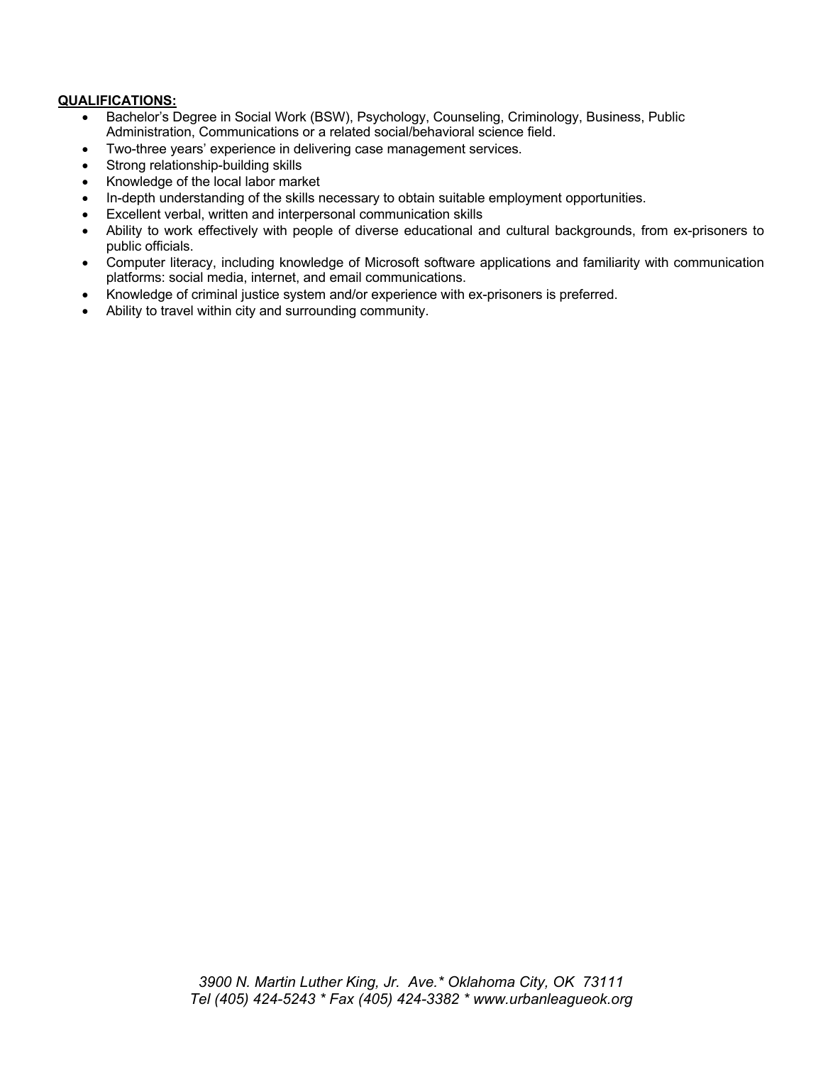**QUALIFICATIONS:**

- Bachelor's Degree in Social Work (BSW), Psychology, Counseling, Criminology, Business, Public Administration, Communications or a related social/behavioral science field.
- Two-three years' experience in delivering case management services.
- Strong relationship-building skills
- Knowledge of the local labor market
- In-depth understanding of the skills necessary to obtain suitable employment opportunities.
- Excellent verbal, written and interpersonal communication skills
- Ability to work effectively with people of diverse educational and cultural backgrounds, from ex-prisoners to public officials.
- Computer literacy, including knowledge of Microsoft software applications and familiarity with communication platforms: social media, internet, and email communications.
- Knowledge of criminal justice system and/or experience with ex-prisoners is preferred.
- Ability to travel within city and surrounding community.